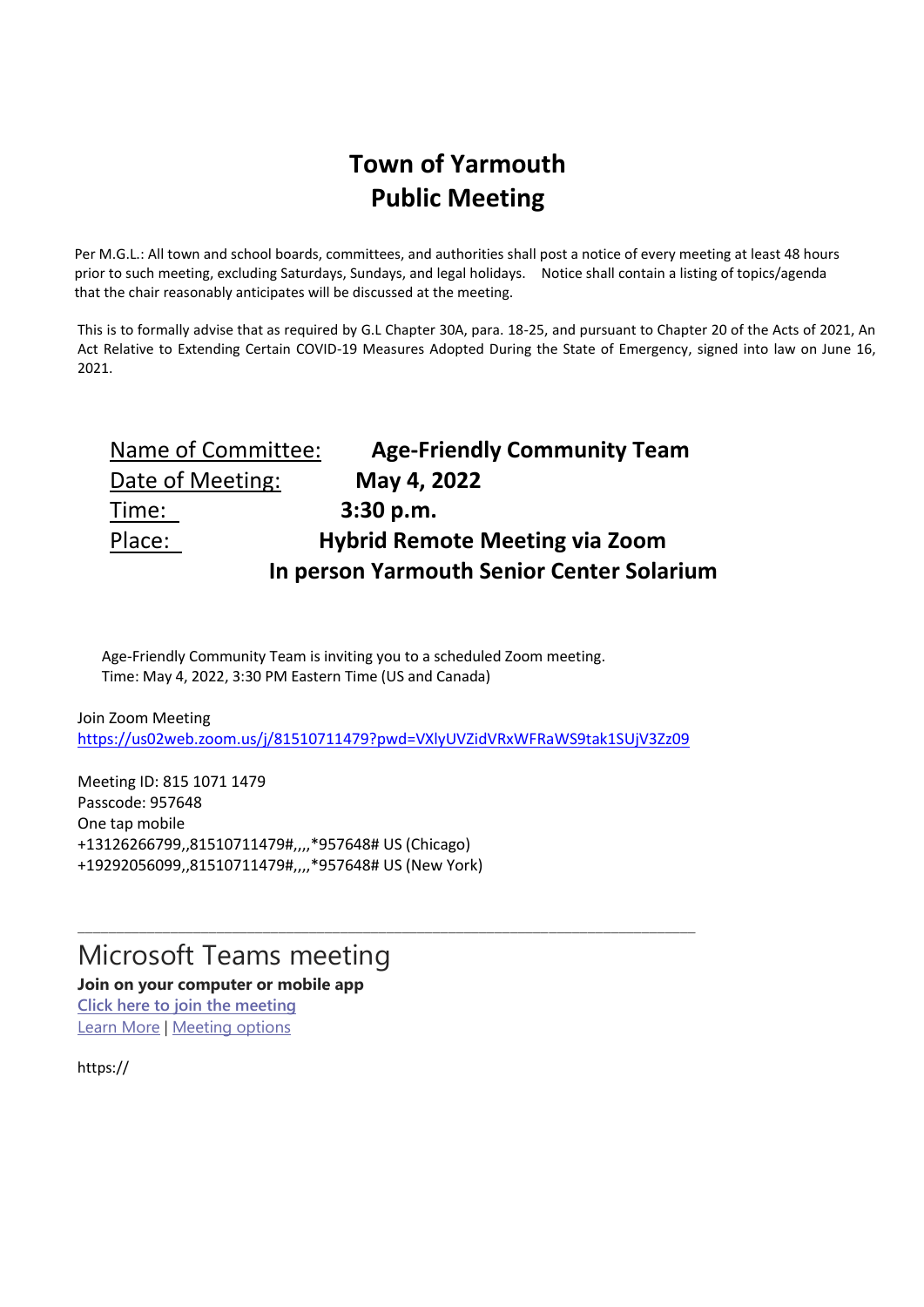# Town of Yarmouth
# Public Meeting

Per M.G.L.: All town and school boards, committees, and authorities shall post a notice of every meeting at least 48 hours prior to such meeting, excluding Saturdays, Sundays, and legal holidays. Notice shall contain a listing of topics/agenda that the chair reasonably anticipates will be discussed at the meeting.

This is to formally advise that as required by G.L Chapter 30A, para. 18-25, and pursuant to Chapter 20 of the Acts of 2021, An Act Relative to Extending Certain COVID-19 Measures Adopted During the State of Emergency, signed into law on June 16, 2021.

Name of Committee: **Age-Friendly Community Team**
Date of Meeting: **May 4, 2022**
Time: **3:30 p.m.**
Place: **Hybrid Remote Meeting via Zoom**
**In person Yarmouth Senior Center Solarium**

Age-Friendly Community Team is inviting you to a scheduled Zoom meeting.
Time: May 4, 2022, 3:30 PM Eastern Time (US and Canada)

Join Zoom Meeting
https://us02web.zoom.us/j/81510711479?pwd=VXlyUVZidVRxWFRaWS9tak1SUjV3Zz09

Meeting ID: 815 1071 1479
Passcode: 957648
One tap mobile
+13126266799,,81510711479#,,,,*957648# US (Chicago)
+19292056099,,81510711479#,,,,*957648# US (New York)

---

## Microsoft Teams meeting

**Join on your computer or mobile app**
Click here to join the meeting
Learn More | Meeting options

https://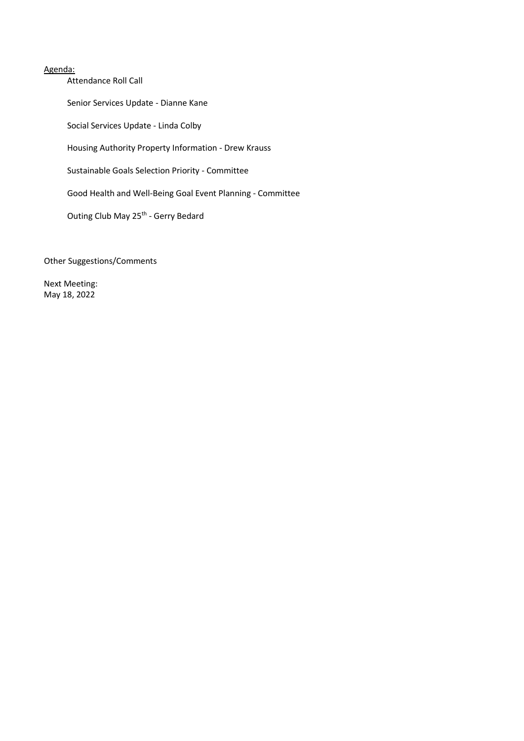<u>Agenda:</u>

Attendance Roll Call

Senior Services Update - Dianne Kane

Social Services Update - Linda Colby

Housing Authority Property Information - Drew Krauss

Sustainable Goals Selection Priority - Committee

Good Health and Well-Being Goal Event Planning - Committee

Outing Club May 25th - Gerry Bedard

Other Suggestions/Comments

Next Meeting:
May 18, 2022